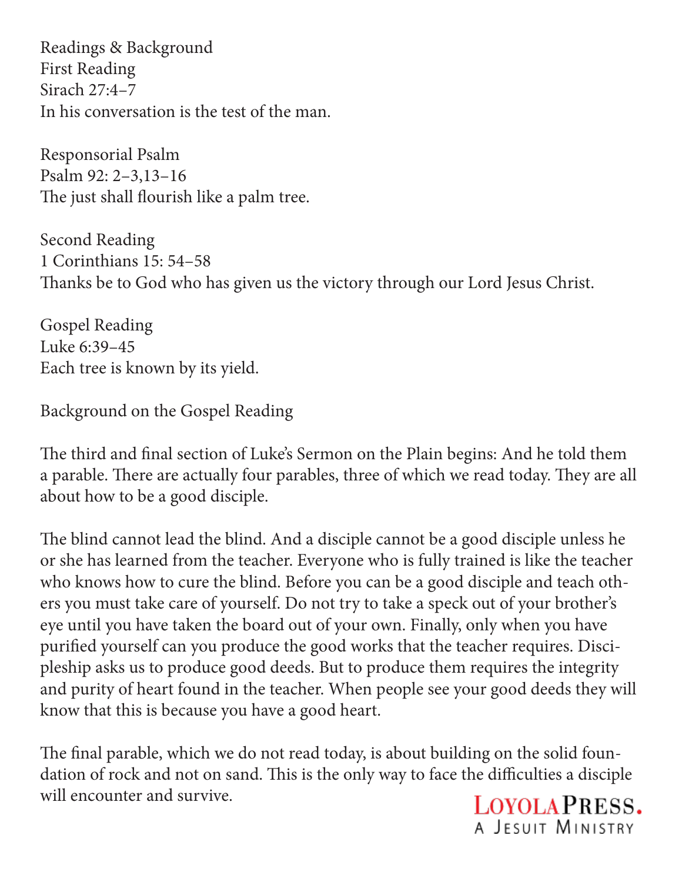## Readings & Background

### First Reading

Sirach 27:4–7

In his conversation is the test of the man.

### Responsorial Psalm

Psalm 92: 2–3,13–16

The just shall flourish like a palm tree.

### Second Reading

1 Corinthians 15: 54–58

Thanks be to God who has given us the victory through our Lord Jesus Christ.

### Gospel Reading

Luke 6:39–45

Each tree is known by its yield.

### Background on the Gospel Reading

The third and final section of Luke's Sermon on the Plain begins: And he told them a parable. There are actually four parables, three of which we read today. They are all about how to be a good disciple.

The blind cannot lead the blind. And a disciple cannot be a good disciple unless he or she has learned from the teacher. Everyone who is fully trained is like the teacher who knows how to cure the blind. Before you can be a good disciple and teach others you must take care of yourself. Do not try to take a speck out of your brother's eye until you have taken the board out of your own. Finally, only when you have purified yourself can you produce the good works that the teacher requires. Discipleship asks us to produce good deeds. But to produce them requires the integrity and purity of heart found in the teacher. When people see your good deeds they will know that this is because you have a good heart.

The final parable, which we do not read today, is about building on the solid foundation of rock and not on sand. This is the only way to face the difficulties a disciple will encounter and survive.

LOYOLA PRESS.
A JESUIT MINISTRY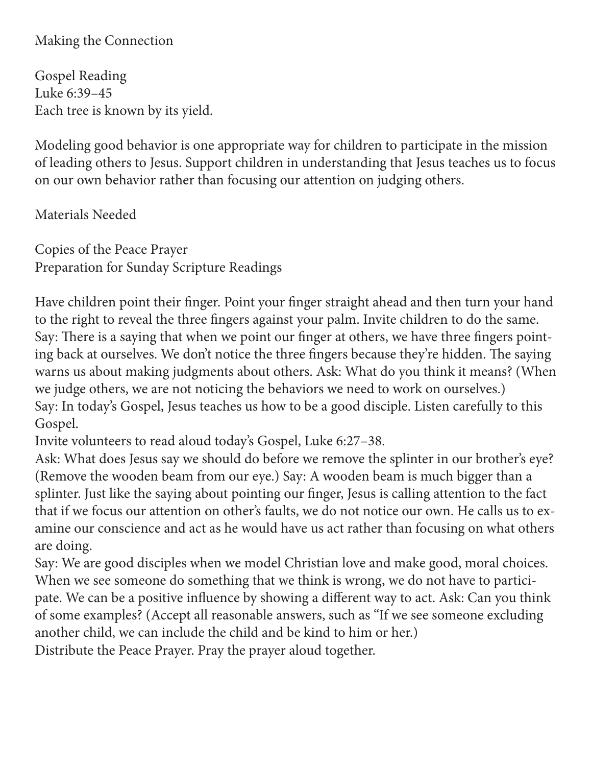## Making the Connection

**Gospel Reading**
Luke 6:39–45
Each tree is known by its yield.

Modeling good behavior is one appropriate way for children to participate in the mission of leading others to Jesus. Support children in understanding that Jesus teaches us to focus on our own behavior rather than focusing our attention on judging others.

### Materials Needed

Copies of the Peace Prayer
Preparation for Sunday Scripture Readings

Have children point their finger. Point your finger straight ahead and then turn your hand to the right to reveal the three fingers against your palm. Invite children to do the same.
Say: There is a saying that when we point our finger at others, we have three fingers pointing back at ourselves. We don't notice the three fingers because they're hidden. The saying warns us about making judgments about others. Ask: What do you think it means? (When we judge others, we are not noticing the behaviors we need to work on ourselves.)
Say: In today's Gospel, Jesus teaches us how to be a good disciple. Listen carefully to this Gospel.
Invite volunteers to read aloud today's Gospel, Luke 6:27–38.
Ask: What does Jesus say we should do before we remove the splinter in our brother's eye? (Remove the wooden beam from our eye.) Say: A wooden beam is much bigger than a splinter. Just like the saying about pointing our finger, Jesus is calling attention to the fact that if we focus our attention on other's faults, we do not notice our own. He calls us to examine our conscience and act as he would have us act rather than focusing on what others are doing.
Say: We are good disciples when we model Christian love and make good, moral choices. When we see someone do something that we think is wrong, we do not have to participate. We can be a positive influence by showing a different way to act. Ask: Can you think of some examples? (Accept all reasonable answers, such as "If we see someone excluding another child, we can include the child and be kind to him or her.)
Distribute the Peace Prayer. Pray the prayer aloud together.